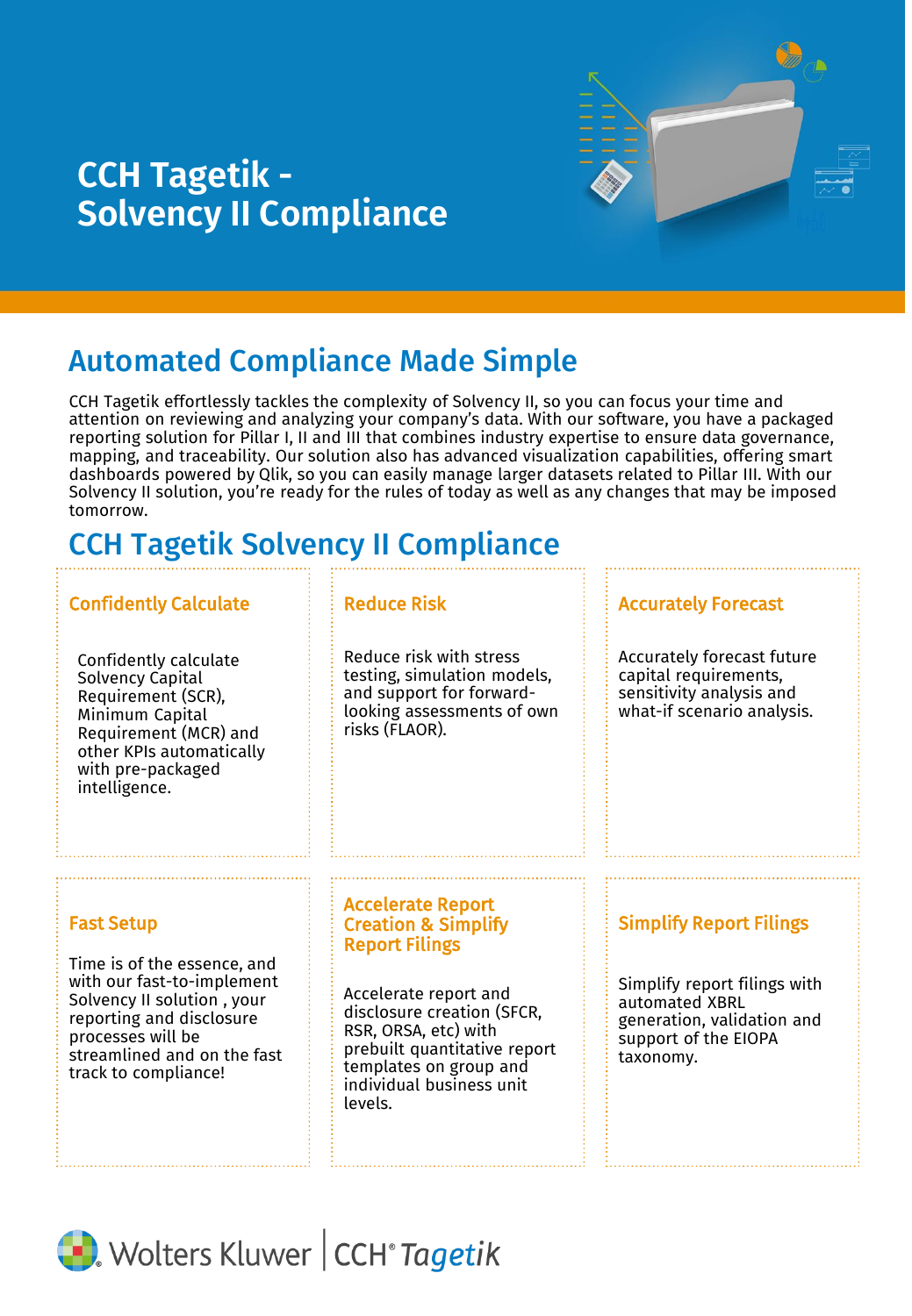# CCH Tagetik - Solvency II Compliance

## Automated Compliance Made Simple

CCH Tagetik effortlessly tackles the complexity of Solvency II, so you can focus your time and attention on reviewing and analyzing your company's data. With our software, you have a packaged reporting solution for Pillar I, II and III that combines industry expertise to ensure data governance, mapping, and traceability. Our solution also has advanced visualization capabilities, offering smart dashboards powered by Qlik, so you can easily manage larger datasets related to Pillar III. With our Solvency II solution, you're ready for the rules of today as well as any changes that may be imposed tomorrow.

## CCH Tagetik Solvency II Compliance

### Confidently Calculate

Confidently calculate Solvency Capital Requirement (SCR), Minimum Capital Requirement (MCR) and other KPIs automatically with pre-packaged intelligence.

### Reduce Risk

Reduce risk with stress testing, simulation models, and support for forward-looking assessments of own risks (FLAOR).

### Accurately Forecast

Accurately forecast future capital requirements, sensitivity analysis and what-if scenario analysis.

### Fast Setup

Time is of the essence, and with our fast-to-implement Solvency II solution , your reporting and disclosure processes will be streamlined and on the fast track to compliance!

### Accelerate Report Creation & Simplify Report Filings

Accelerate report and disclosure creation (SFCR, RSR, ORSA, etc) with prebuilt quantitative report templates on group and individual business unit levels.

### Simplify Report Filings

Simplify report filings with automated XBRL generation, validation and support of the EIOPA taxonomy.

Wolters Kluwer | CCH® Tagetik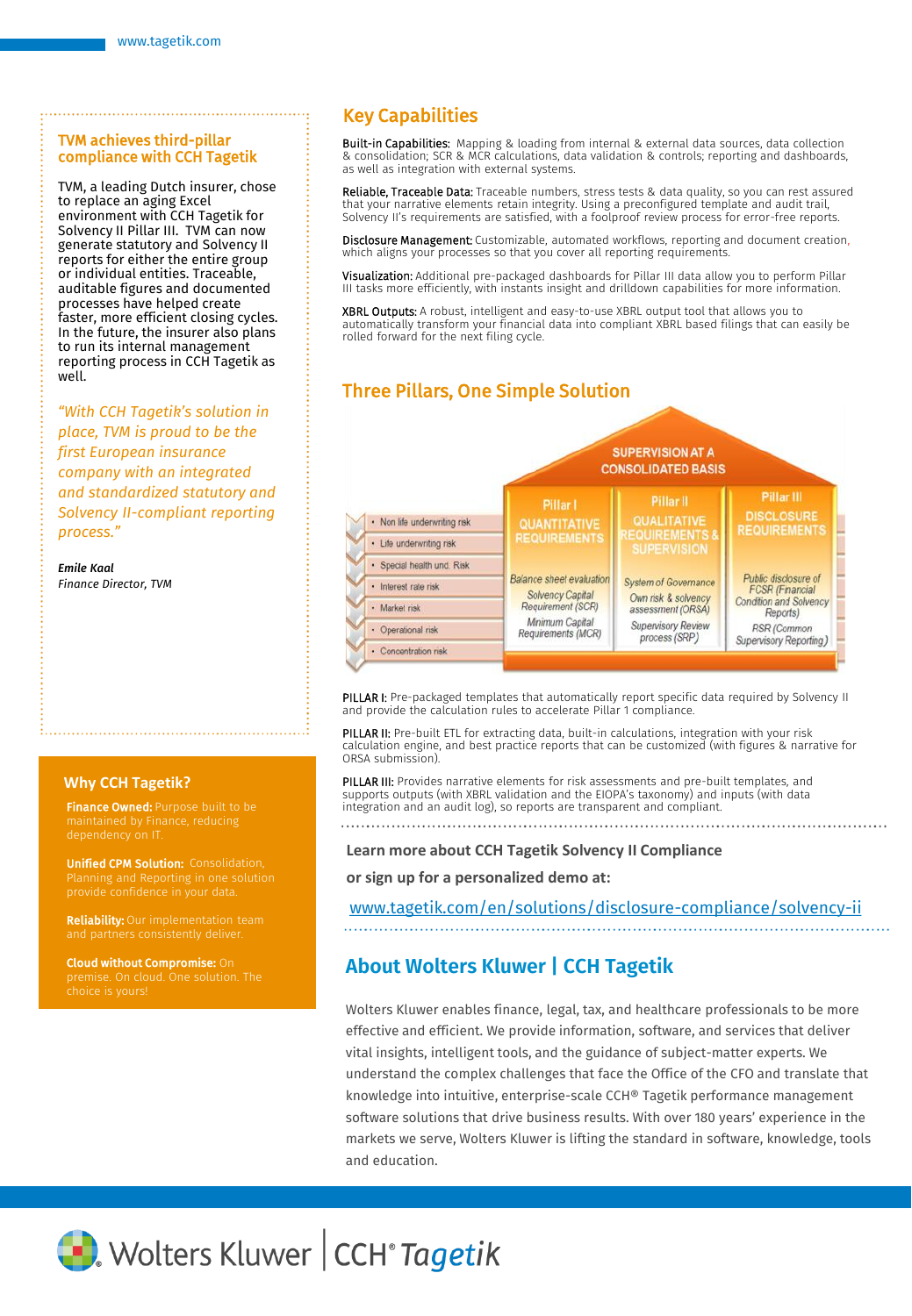## TVM achieves third-pillar compliance with CCH Tagetik

TVM, a leading Dutch insurer, chose to replace an aging Excel environment with CCH Tagetik for Solvency II Pillar III. TVM can now generate statutory and Solvency II reports for either the entire group or individual entities. Traceable, auditable figures and documented processes have helped create faster, more efficient closing cycles. In the future, the insurer also plans to run its internal management reporting process in CCH Tagetik as well.

*"With CCH Tagetik's solution in place, TVM is proud to be the first European insurance company with an integrated and standardized statutory and Solvency II-compliant reporting process."*

***Emile Kaal***
*Finance Director, TVM*

## Key Capabilities

**Built-in Capabilities:** Mapping & loading from internal & external data sources, data collection & consolidation; SCR & MCR calculations, data validation & controls; reporting and dashboards, as well as integration with external systems.

**Reliable, Traceable Data:** Traceable numbers, stress tests & data quality, so you can rest assured that your narrative elements retain integrity. Using a preconfigured template and audit trail, Solvency II's requirements are satisfied, with a foolproof review process for error-free reports.

**Disclosure Management:** Customizable, automated workflows, reporting and document creation, which aligns your processes so that you cover all reporting requirements.

**Visualization:** Additional pre-packaged dashboards for Pillar III data allow you to perform Pillar III tasks more efficiently, with instants insight and drilldown capabilities for more information.

**XBRL Outputs:** A robust, intelligent and easy-to-use XBRL output tool that allows you to automatically transform your financial data into compliant XBRL based filings that can easily be rolled forward for the next filing cycle.

## Three Pillars, One Simple Solution

SUPERVISION AT A CONSOLIDATED BASIS

- Non life underwriting risk
- Life underwriting risk
- Special health und. Risk
- Interest rate risk
- Market risk
- Operational risk
- Concentration risk

Pillar I
QUANTITATIVE REQUIREMENTS
Balance sheet evaluation
Solvency Capital Requirement (SCR)
Minimum Capital Requirements (MCR)

Pillar II
QUALITATIVE REQUIREMENTS & SUPERVISION
System of Governance
Own risk & solvency assessment (ORSA)
Supervisory Review process (SRP)

Pillar III
DISCLOSURE REQUIREMENTS
Public disclosure of FCSR (Financial Condition and Solvency Reports)
RSR (Common Supervisory Reporting)

**PILLAR I:** Pre-packaged templates that automatically report specific data required by Solvency II and provide the calculation rules to accelerate Pillar 1 compliance.

**PILLAR II:** Pre-built ETL for extracting data, built-in calculations, integration with your risk calculation engine, and best practice reports that can be customized (with figures & narrative for ORSA submission).

**PILLAR III:** Provides narrative elements for risk assessments and pre-built templates, and supports outputs (with XBRL validation and the EIOPA's taxonomy) and inputs (with data integration and an audit log), so reports are transparent and compliant.

**Learn more about CCH Tagetik Solvency II Compliance**

**or sign up for a personalized demo at:**

www.tagetik.com/en/solutions/disclosure-compliance/solvency-ii

## Why CCH Tagetik?

**Finance Owned:** Purpose built to be maintained by Finance, reducing dependency on IT.

**Unified CPM Solution:** Consolidation, Planning and Reporting in one solution provide confidence in your data.

**Reliability:** Our implementation team and partners consistently deliver.

**Cloud without Compromise:** On premise. On cloud. One solution. The choice is yours!

## About Wolters Kluwer | CCH Tagetik

Wolters Kluwer enables finance, legal, tax, and healthcare professionals to be more effective and efficient. We provide information, software, and services that deliver vital insights, intelligent tools, and the guidance of subject-matter experts. We understand the complex challenges that face the Office of the CFO and translate that knowledge into intuitive, enterprise-scale CCH® Tagetik performance management software solutions that drive business results. With over 180 years' experience in the markets we serve, Wolters Kluwer is lifting the standard in software, knowledge, tools and education.

Wolters Kluwer | CCH® Tagetik